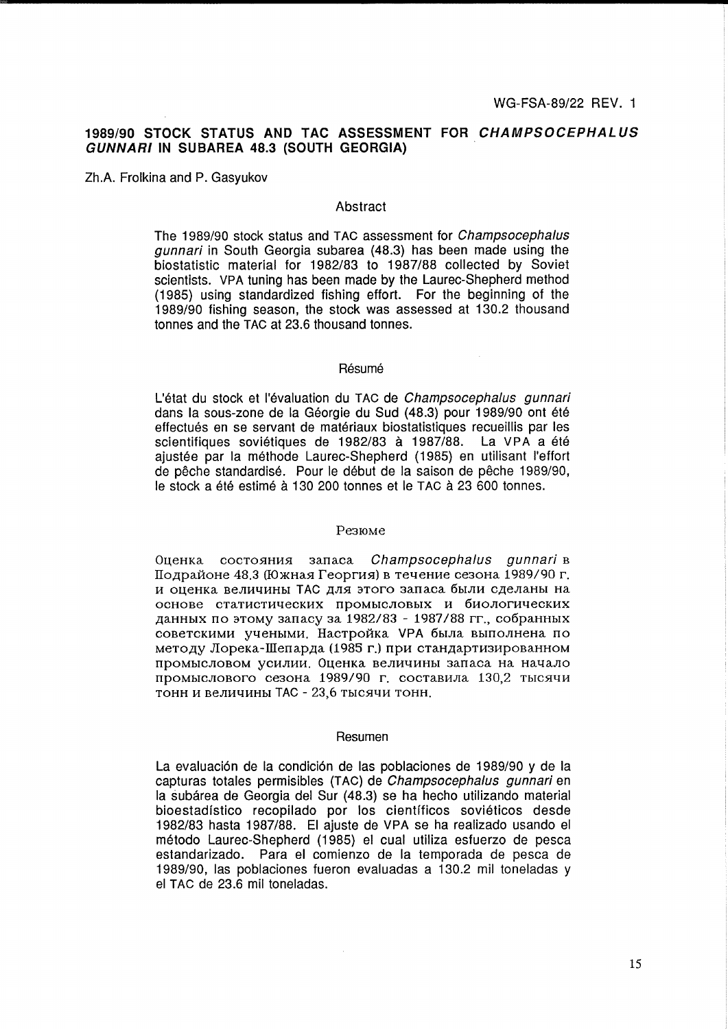WG-FSA-89/22 REV. 1

# 1989/90 STOCK STATUS AND TAC ASSESSMENT FOR *CHAMPSOCEPHALUS GUNNARI* IN SUBAREA 48.3 (SOUTH GEORGIA)

Zh.A. Frolkina and P. Gasyukov

## Abstract

The 1989/90 stock status and TAC assessment for *Champsocephalus gunnari* in South Georgia subarea (48.3) has been made using the biostatistic material for 1982/83 to 1987/88 collected by Soviet scientists. VPA tuning has been made by the Laurec-Shepherd method (1985) using standardized fishing effort. For the beginning of the 1989/90 fishing season, the stock was assessed at 130.2 thousand tonnes and the TAC at 23.6 thousand tonnes.

## Résumé

L'état du stock et l'évaluation du TAC de *Champsocephalus gunnari* dans la sous-zone de la Géorgie du Sud (48.3) pour 1989/90 ont été effectués en se servant de matériaux biostatistiques recueillis par les scientifiques soviétiques de 1982/83 à 1987/88. La VPA a été ajustée par la méthode Laurec-Shepherd (1985) en utilisant l'effort de pêche standardisé. Pour le début de la saison de pêche 1989/90, le stock a été estimé à 130 200 tonnes et le TAC à 23 600 tonnes.

## Резюме

Оценка состояния запаса *Champsocephalus gunnari* в Подрайоне 48.3 (Южная Георгия) в течение сезона 1989/90 г. и оценка величины ТАС для этого запаса были сделаны на основе статистических промысловых и биологических данных по этому запасу за 1982/83 - 1987/88 гг., собранных советскими учеными. Настройка VPA была выполнена по методу Лорека-Шепарда (1985 г.) при стандартизированном промысловом усилии. Оценка величины запаса на начало промыслового сезона 1989/90 г. составила 130,2 тысячи тонн и величины ТАС - 23,6 тысячи тонн.

## Resumen

La evaluación de la condición de las poblaciones de 1989/90 y de la capturas totales permisibles (TAC) de *Champsocephalus gunnari* en la subárea de Georgia del Sur (48.3) se ha hecho utilizando material bioestadístico recopilado por los científicos soviéticos desde 1982/83 hasta 1987/88. El ajuste de VPA se ha realizado usando el método Laurec-Shepherd (1985) el cual utiliza esfuerzo de pesca estandarizado. Para el comienzo de la temporada de pesca de 1989/90, las poblaciones fueron evaluadas a 130.2 mil toneladas y el TAC de 23.6 mil toneladas.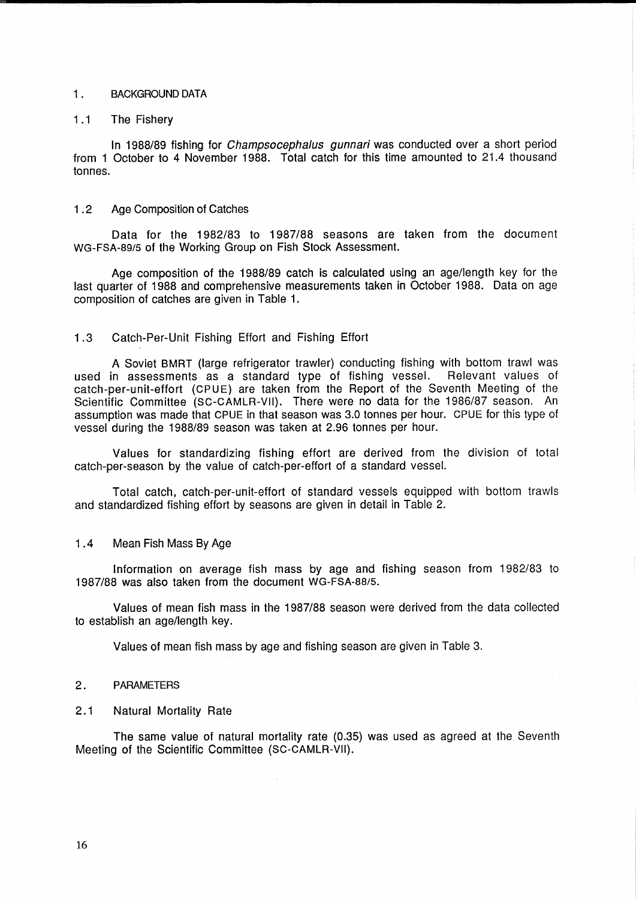## 1. BACKGROUND DATA

### 1.1 The Fishery

In 1988/89 fishing for *Champsocephalus gunnari* was conducted over a short period from 1 October to 4 November 1988. Total catch for this time amounted to 21.4 thousand tonnes.

### 1.2 Age Composition of Catches

Data for the 1982/83 to 1987/88 seasons are taken from the document WG-FSA-89/5 of the Working Group on Fish Stock Assessment.

Age composition of the 1988/89 catch is calculated using an age/length key for the last quarter of 1988 and comprehensive measurements taken in October 1988. Data on age composition of catches are given in Table 1.

### 1.3 Catch-Per-Unit Fishing Effort and Fishing Effort

A Soviet BMRT (large refrigerator trawler) conducting fishing with bottom trawl was used in assessments as a standard type of fishing vessel. Relevant values of catch-per-unit-effort (CPUE) are taken from the Report of the Seventh Meeting of the Scientific Committee (SC-CAMLR-VII). There were no data for the 1986/87 season. An assumption was made that CPUE in that season was 3.0 tonnes per hour. CPUE for this type of vessel during the 1988/89 season was taken at 2.96 tonnes per hour.

Values for standardizing fishing effort are derived from the division of total catch-per-season by the value of catch-per-effort of a standard vessel.

Total catch, catch-per-unit-effort of standard vessels equipped with bottom trawls and standardized fishing effort by seasons are given in detail in Table 2.

### 1.4 Mean Fish Mass By Age

Information on average fish mass by age and fishing season from 1982/83 to 1987/88 was also taken from the document WG-FSA-88/5.

Values of mean fish mass in the 1987/88 season were derived from the data collected to establish an age/length key.

Values of mean fish mass by age and fishing season are given in Table 3.

## 2. PARAMETERS

### 2.1 Natural Mortality Rate

The same value of natural mortality rate (0.35) was used as agreed at the Seventh Meeting of the Scientific Committee (SC-CAMLR-VII).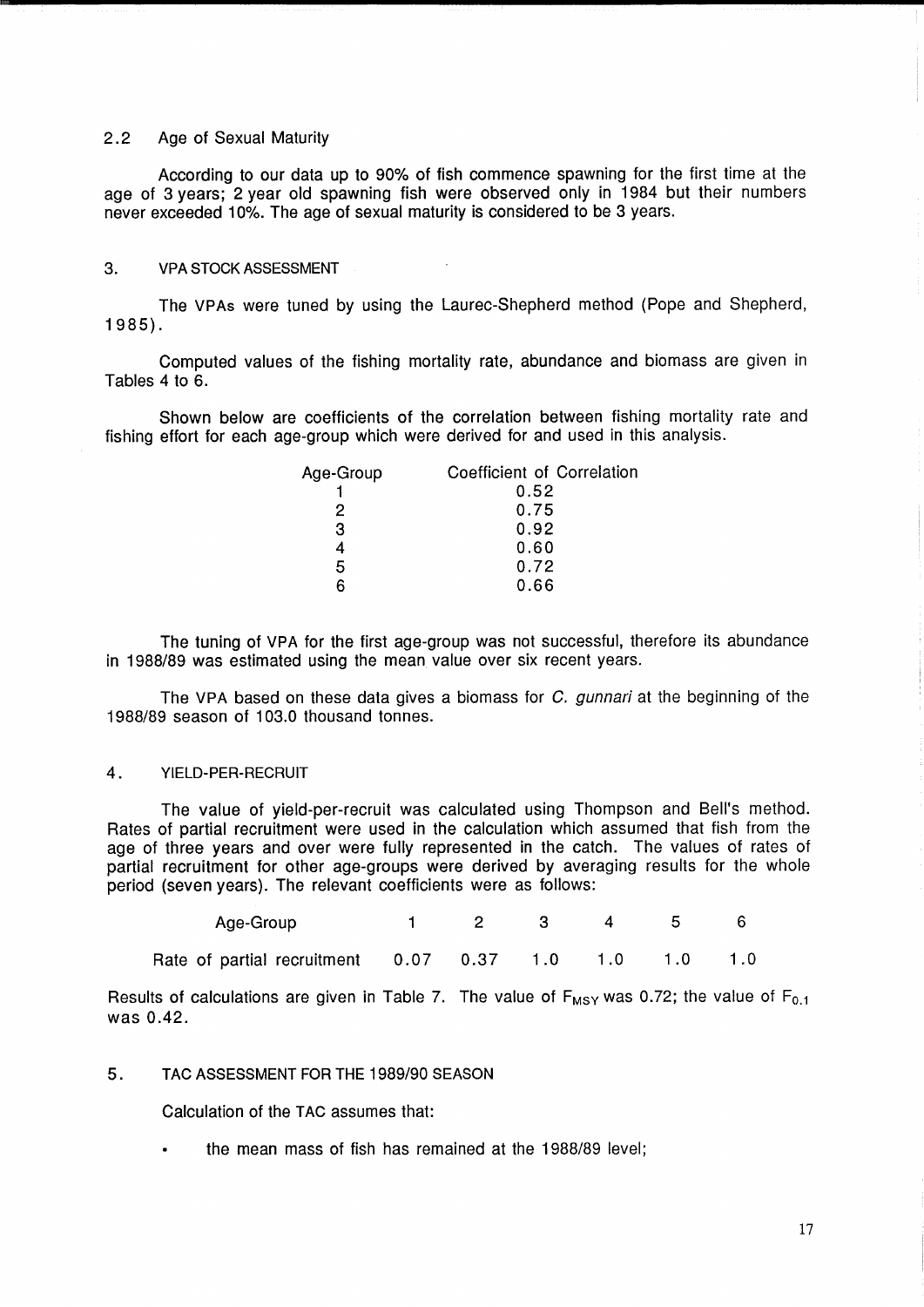## 2.2 Age of Sexual Maturity

According to our data up to 90% of fish commence spawning for the first time at the age of 3 years; 2 year old spawning fish were observed only in 1984 but their numbers never exceeded 10%. The age of sexual maturity is considered to be 3 years.

## 3. VPA STOCK ASSESSMENT

The VPAs were tuned by using the Laurec-Shepherd method (Pope and Shepherd, 1985).

Computed values of the fishing mortality rate, abundance and biomass are given in Tables 4 to 6.

Shown below are coefficients of the correlation between fishing mortality rate and fishing effort for each age-group which were derived for and used in this analysis.

| Age-Group | Coefficient of Correlation |
|---|---|
| 1 | 0.52 |
| 2 | 0.75 |
| 3 | 0.92 |
| 4 | 0.60 |
| 5 | 0.72 |
| 6 | 0.66 |

The tuning of VPA for the first age-group was not successful, therefore its abundance in 1988/89 was estimated using the mean value over six recent years.

The VPA based on these data gives a biomass for *C. gunnari* at the beginning of the 1988/89 season of 103.0 thousand tonnes.

## 4. YIELD-PER-RECRUIT

The value of yield-per-recruit was calculated using Thompson and Bell's method. Rates of partial recruitment were used in the calculation which assumed that fish from the age of three years and over were fully represented in the catch. The values of rates of partial recruitment for other age-groups were derived by averaging results for the whole period (seven years). The relevant coefficients were as follows:

| Age-Group | 1 | 2 | 3 | 4 | 5 | 6 |
|---|---|---|---|---|---|---|
| Rate of partial recruitment | 0.07 | 0.37 | 1.0 | 1.0 | 1.0 | 1.0 |

Results of calculations are given in Table 7. The value of $F_{MSY}$ was 0.72; the value of $F_{0.1}$ was 0.42.

## 5. TAC ASSESSMENT FOR THE 1989/90 SEASON

Calculation of the TAC assumes that:

- the mean mass of fish has remained at the 1988/89 level;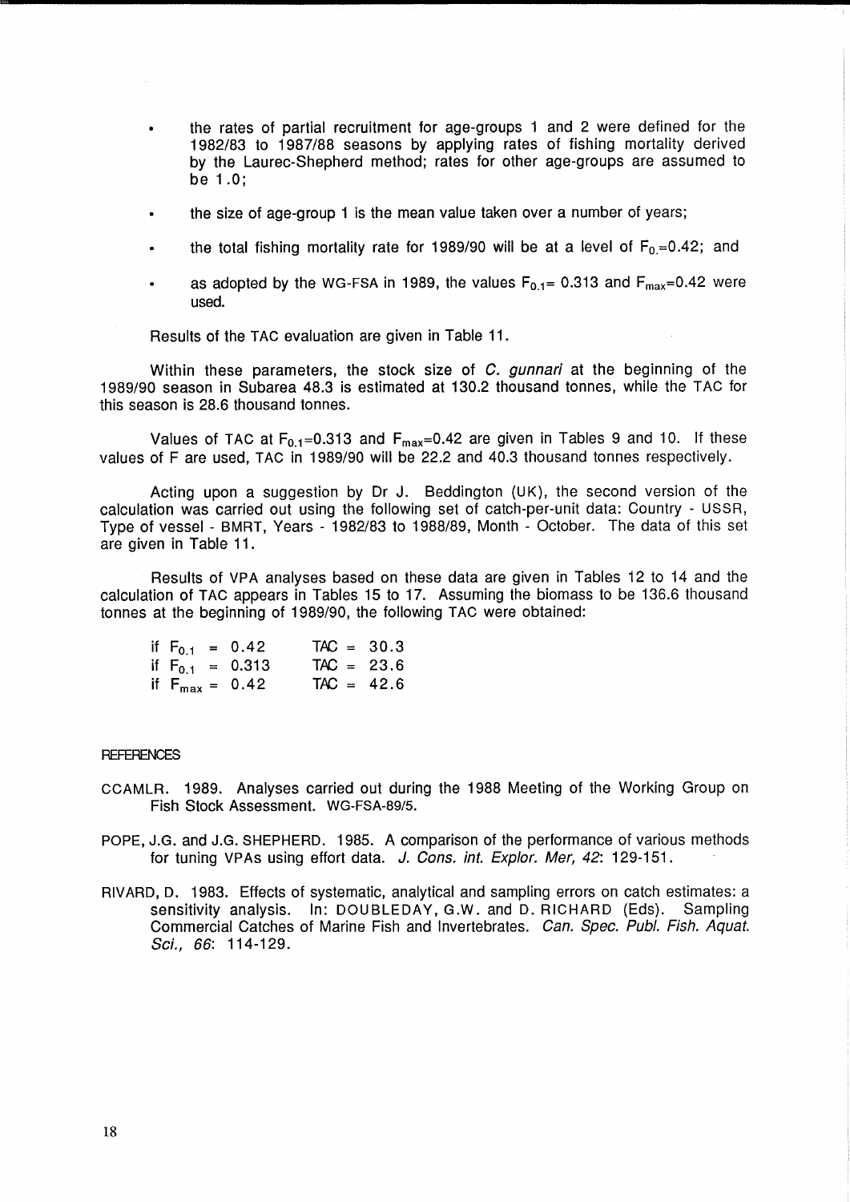- the rates of partial recruitment for age-groups 1 and 2 were defined for the 1982/83 to 1987/88 seasons by applying rates of fishing mortality derived by the Laurec-Shepherd method; rates for other age-groups are assumed to be 1.0;
- the size of age-group 1 is the mean value taken over a number of years;
- the total fishing mortality rate for 1989/90 will be at a level of $F_{0.}$=0.42; and
- as adopted by the WG-FSA in 1989, the values $F_{0.1}$= 0.313 and $F_{max}$=0.42 were used.

Results of the TAC evaluation are given in Table 11.

Within these parameters, the stock size of *C. gunnari* at the beginning of the 1989/90 season in Subarea 48.3 is estimated at 130.2 thousand tonnes, while the TAC for this season is 28.6 thousand tonnes.

Values of TAC at $F_{0.1}$=0.313 and $F_{max}$=0.42 are given in Tables 9 and 10. If these values of F are used, TAC in 1989/90 will be 22.2 and 40.3 thousand tonnes respectively.

Acting upon a suggestion by Dr J. Beddington (UK), the second version of the calculation was carried out using the following set of catch-per-unit data: Country - USSR, Type of vessel - BMRT, Years - 1982/83 to 1988/89, Month - October. The data of this set are given in Table 11.

Results of VPA analyses based on these data are given in Tables 12 to 14 and the calculation of TAC appears in Tables 15 to 17. Assuming the biomass to be 136.6 thousand tonnes at the beginning of 1989/90, the following TAC were obtained:

| | |
|---|---|
| if $F_{0.1}$ = 0.42 | TAC = 30.3 |
| if $F_{0.1}$ = 0.313 | TAC = 23.6 |
| if $F_{max}$ = 0.42 | TAC = 42.6 |

## REFERENCES

CCAMLR. 1989. Analyses carried out during the 1988 Meeting of the Working Group on Fish Stock Assessment. WG-FSA-89/5.

POPE, J.G. and J.G. SHEPHERD. 1985. A comparison of the performance of various methods for tuning VPAs using effort data. *J. Cons. int. Explor. Mer, 42*: 129-151.

RIVARD, D. 1983. Effects of systematic, analytical and sampling errors on catch estimates: a sensitivity analysis. In: DOUBLEDAY, G.W. and D. RICHARD (Eds). Sampling Commercial Catches of Marine Fish and Invertebrates. *Can. Spec. Publ. Fish. Aquat. Sci., 66*: 114-129.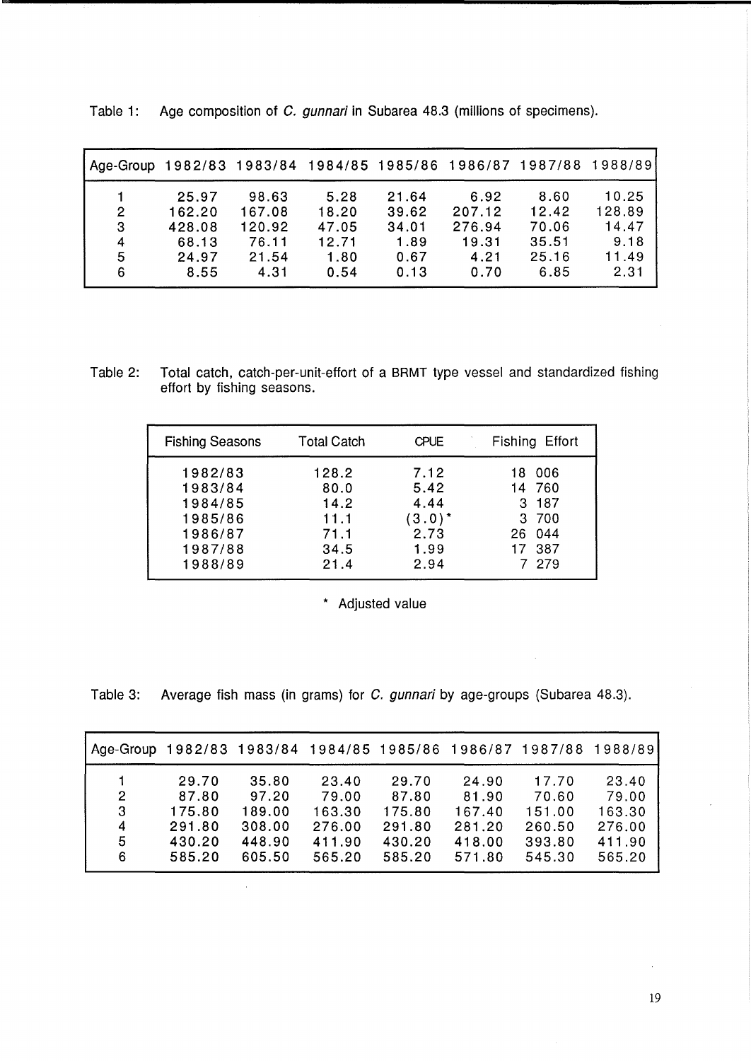Table 1: Age composition of *C. gunnari* in Subarea 48.3 (millions of specimens).

| Age-Group | 1982/83 | 1983/84 | 1984/85 | 1985/86 | 1986/87 | 1987/88 | 1988/89 |
|---|---|---|---|---|---|---|---|
| 1 | 25.97 | 98.63 | 5.28 | 21.64 | 6.92 | 8.60 | 10.25 |
| 2 | 162.20 | 167.08 | 18.20 | 39.62 | 207.12 | 12.42 | 128.89 |
| 3 | 428.08 | 120.92 | 47.05 | 34.01 | 276.94 | 70.06 | 14.47 |
| 4 | 68.13 | 76.11 | 12.71 | 1.89 | 19.31 | 35.51 | 9.18 |
| 5 | 24.97 | 21.54 | 1.80 | 0.67 | 4.21 | 25.16 | 11.49 |
| 6 | 8.55 | 4.31 | 0.54 | 0.13 | 0.70 | 6.85 | 2.31 |

Table 2: Total catch, catch-per-unit-effort of a BRMT type vessel and standardized fishing effort by fishing seasons.

| Fishing Seasons | Total Catch | CPUE | Fishing Effort |
|---|---|---|---|
| 1982/83 | 128.2 | 7.12 | 18 006 |
| 1983/84 | 80.0 | 5.42 | 14 760 |
| 1984/85 | 14.2 | 4.44 | 3 187 |
| 1985/86 | 11.1 | (3.0)* | 3 700 |
| 1986/87 | 71.1 | 2.73 | 26 044 |
| 1987/88 | 34.5 | 1.99 | 17 387 |
| 1988/89 | 21.4 | 2.94 | 7 279 |

\* Adjusted value

Table 3: Average fish mass (in grams) for *C. gunnari* by age-groups (Subarea 48.3).

| Age-Group | 1982/83 | 1983/84 | 1984/85 | 1985/86 | 1986/87 | 1987/88 | 1988/89 |
|---|---|---|---|---|---|---|---|
| 1 | 29.70 | 35.80 | 23.40 | 29.70 | 24.90 | 17.70 | 23.40 |
| 2 | 87.80 | 97.20 | 79.00 | 87.80 | 81.90 | 70.60 | 79.00 |
| 3 | 175.80 | 189.00 | 163.30 | 175.80 | 167.40 | 151.00 | 163.30 |
| 4 | 291.80 | 308.00 | 276.00 | 291.80 | 281.20 | 260.50 | 276.00 |
| 5 | 430.20 | 448.90 | 411.90 | 430.20 | 418.00 | 393.80 | 411.90 |
| 6 | 585.20 | 605.50 | 565.20 | 585.20 | 571.80 | 545.30 | 565.20 |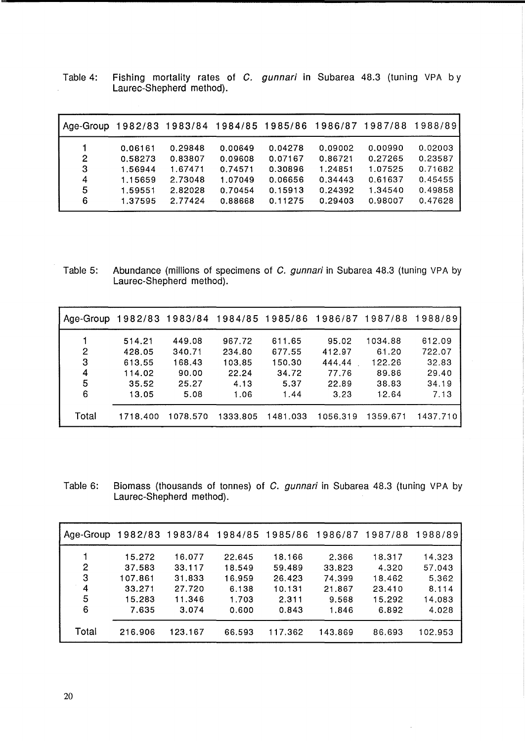Table 4: Fishing mortality rates of *C. gunnari* in Subarea 48.3 (tuning VPA by Laurec-Shepherd method).

| Age-Group | 1982/83 | 1983/84 | 1984/85 | 1985/86 | 1986/87 | 1987/88 | 1988/89 |
|---|---|---|---|---|---|---|---|
| 1 | 0.06161 | 0.29848 | 0.00649 | 0.04278 | 0.09002 | 0.00990 | 0.02003 |
| 2 | 0.58273 | 0.83807 | 0.09608 | 0.07167 | 0.86721 | 0.27265 | 0.23587 |
| 3 | 1.56944 | 1.67471 | 0.74571 | 0.30896 | 1.24851 | 1.07525 | 0.71682 |
| 4 | 1.15659 | 2.73048 | 1.07049 | 0.06656 | 0.34443 | 0.61637 | 0.45455 |
| 5 | 1.59551 | 2.82028 | 0.70454 | 0.15913 | 0.24392 | 1.34540 | 0.49858 |
| 6 | 1.37595 | 2.77424 | 0.88668 | 0.11275 | 0.29403 | 0.98007 | 0.47628 |

Table 5: Abundance (millions of specimens of *C. gunnari* in Subarea 48.3 (tuning VPA by Laurec-Shepherd method).

| Age-Group | 1982/83 | 1983/84 | 1984/85 | 1985/86 | 1986/87 | 1987/88 | 1988/89 |
|---|---|---|---|---|---|---|---|
| 1 | 514.21 | 449.08 | 967.72 | 611.65 | 95.02 | 1034.88 | 612.09 |
| 2 | 428.05 | 340.71 | 234.80 | 677.55 | 412.97 | 61.20 | 722.07 |
| 3 | 613.55 | 168.43 | 103.85 | 150.30 | 444.44 | 122.26 | 32.83 |
| 4 | 114.02 | 90.00 | 22.24 | 34.72 | 77.76 | 89.86 | 29.40 |
| 5 | 35.52 | 25.27 | 4.13 | 5.37 | 22.89 | 38.83 | 34.19 |
| 6 | 13.05 | 5.08 | 1.06 | 1.44 | 3.23 | 12.64 | 7.13 |
| Total | 1718.400 | 1078.570 | 1333.805 | 1481.033 | 1056.319 | 1359.671 | 1437.710 |

Table 6: Biomass (thousands of tonnes) of *C. gunnari* in Subarea 48.3 (tuning VPA by Laurec-Shepherd method).

| Age-Group | 1982/83 | 1983/84 | 1984/85 | 1985/86 | 1986/87 | 1987/88 | 1988/89 |
|---|---|---|---|---|---|---|---|
| 1 | 15.272 | 16.077 | 22.645 | 18.166 | 2.366 | 18.317 | 14.323 |
| 2 | 37.583 | 33.117 | 18.549 | 59.489 | 33.823 | 4.320 | 57.043 |
| 3 | 107.861 | 31.833 | 16.959 | 26.423 | 74.399 | 18.462 | 5.362 |
| 4 | 33.271 | 27.720 | 6.138 | 10.131 | 21.867 | 23.410 | 8.114 |
| 5 | 15.283 | 11.346 | 1.703 | 2.311 | 9.568 | 15.292 | 14.083 |
| 6 | 7.635 | 3.074 | 0.600 | 0.843 | 1.846 | 6.892 | 4.028 |
| Total | 216.906 | 123.167 | 66.593 | 117.362 | 143.869 | 86.693 | 102.953 |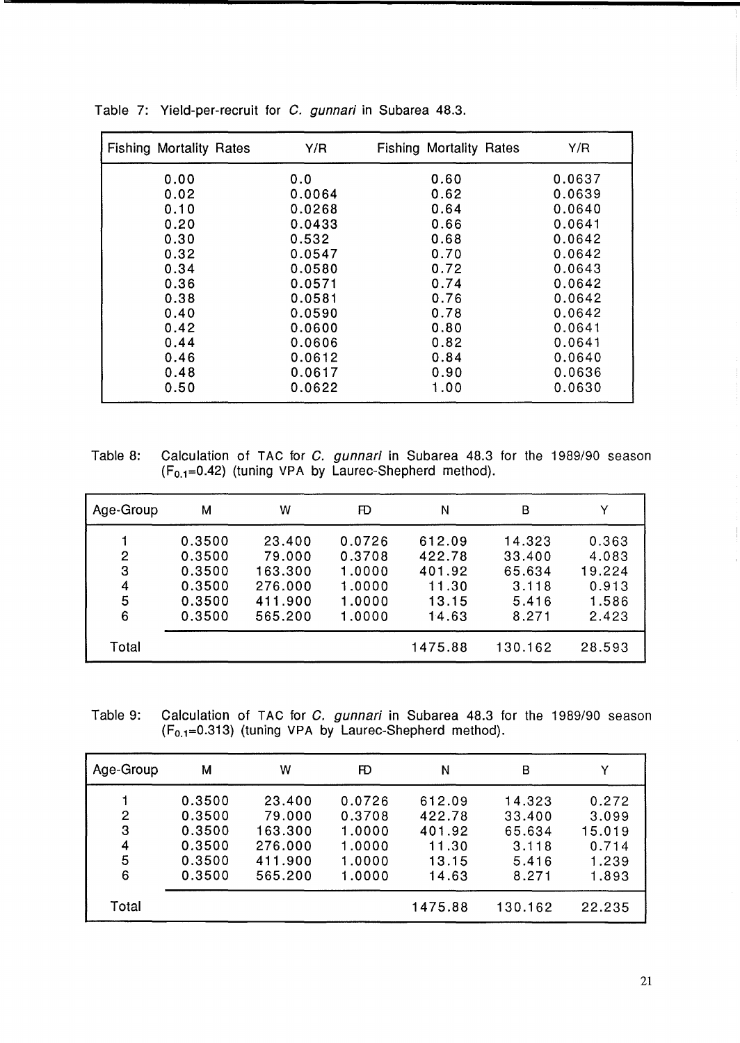Table 7: Yield-per-recruit for *C. gunnari* in Subarea 48.3.

| Fishing Mortality Rates | Y/R | Fishing Mortality Rates | Y/R |
|---|---|---|---|
| 0.00 | 0.0 | 0.60 | 0.0637 |
| 0.02 | 0.0064 | 0.62 | 0.0639 |
| 0.10 | 0.0268 | 0.64 | 0.0640 |
| 0.20 | 0.0433 | 0.66 | 0.0641 |
| 0.30 | 0.532 | 0.68 | 0.0642 |
| 0.32 | 0.0547 | 0.70 | 0.0642 |
| 0.34 | 0.0580 | 0.72 | 0.0643 |
| 0.36 | 0.0571 | 0.74 | 0.0642 |
| 0.38 | 0.0581 | 0.76 | 0.0642 |
| 0.40 | 0.0590 | 0.78 | 0.0642 |
| 0.42 | 0.0600 | 0.80 | 0.0641 |
| 0.44 | 0.0606 | 0.82 | 0.0641 |
| 0.46 | 0.0612 | 0.84 | 0.0640 |
| 0.48 | 0.0617 | 0.90 | 0.0636 |
| 0.50 | 0.0622 | 1.00 | 0.0630 |

Table 8: Calculation of TAC for *C. gunnari* in Subarea 48.3 for the 1989/90 season ($F_{0.1}$=0.42) (tuning VPA by Laurec-Shepherd method).

| Age-Group | M | W | FD | N | B | Y |
|---|---|---|---|---|---|---|
| 1 | 0.3500 | 23.400 | 0.0726 | 612.09 | 14.323 | 0.363 |
| 2 | 0.3500 | 79.000 | 0.3708 | 422.78 | 33.400 | 4.083 |
| 3 | 0.3500 | 163.300 | 1.0000 | 401.92 | 65.634 | 19.224 |
| 4 | 0.3500 | 276.000 | 1.0000 | 11.30 | 3.118 | 0.913 |
| 5 | 0.3500 | 411.900 | 1.0000 | 13.15 | 5.416 | 1.586 |
| 6 | 0.3500 | 565.200 | 1.0000 | 14.63 | 8.271 | 2.423 |
| Total | | | | 1475.88 | 130.162 | 28.593 |

Table 9: Calculation of TAC for *C. gunnari* in Subarea 48.3 for the 1989/90 season ($F_{0.1}$=0.313) (tuning VPA by Laurec-Shepherd method).

| Age-Group | M | W | FD | N | B | Y |
|---|---|---|---|---|---|---|
| 1 | 0.3500 | 23.400 | 0.0726 | 612.09 | 14.323 | 0.272 |
| 2 | 0.3500 | 79.000 | 0.3708 | 422.78 | 33.400 | 3.099 |
| 3 | 0.3500 | 163.300 | 1.0000 | 401.92 | 65.634 | 15.019 |
| 4 | 0.3500 | 276.000 | 1.0000 | 11.30 | 3.118 | 0.714 |
| 5 | 0.3500 | 411.900 | 1.0000 | 13.15 | 5.416 | 1.239 |
| 6 | 0.3500 | 565.200 | 1.0000 | 14.63 | 8.271 | 1.893 |
| Total | | | | 1475.88 | 130.162 | 22.235 |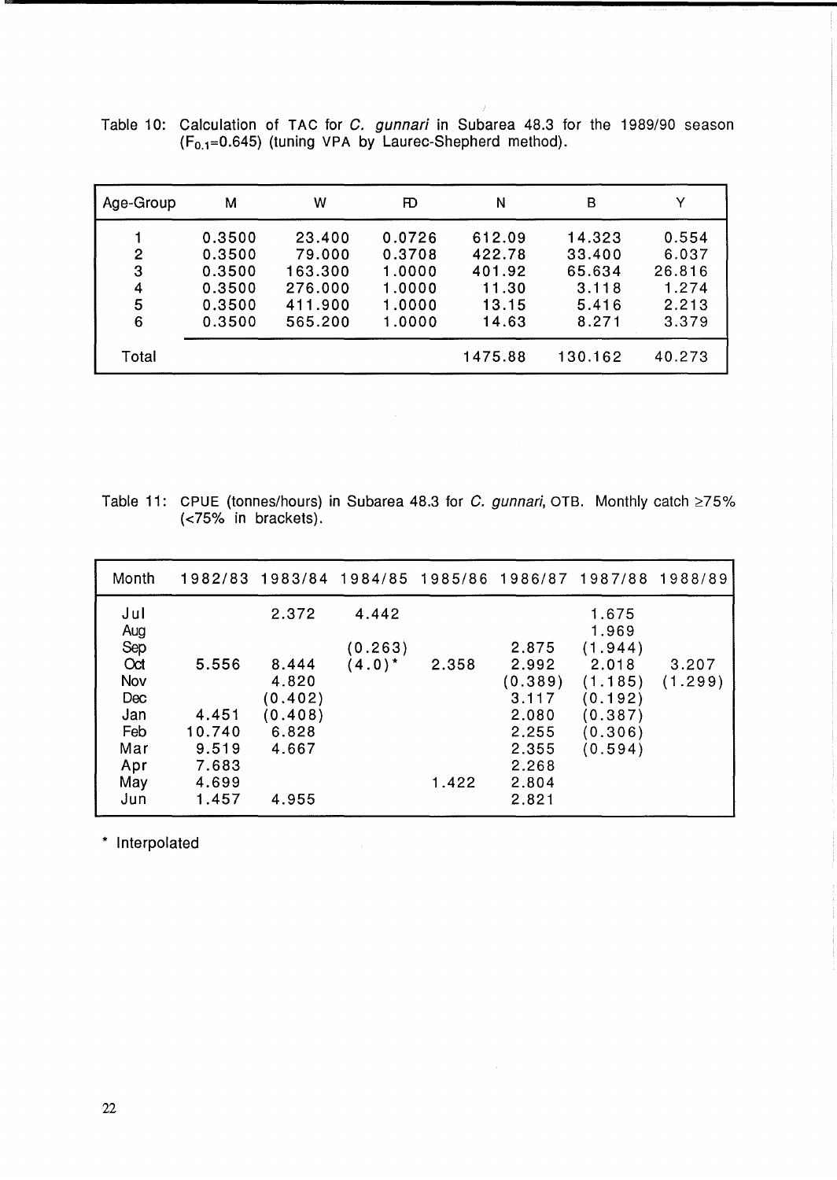Table 10: Calculation of TAC for *C. gunnari* in Subarea 48.3 for the 1989/90 season ($F_{0.1}$=0.645) (tuning VPA by Laurec-Shepherd method).

| Age-Group | M | W | FD | N | B | Y |
|---|---|---|---|---|---|---|
| 1 | 0.3500 | 23.400 | 0.0726 | 612.09 | 14.323 | 0.554 |
| 2 | 0.3500 | 79.000 | 0.3708 | 422.78 | 33.400 | 6.037 |
| 3 | 0.3500 | 163.300 | 1.0000 | 401.92 | 65.634 | 26.816 |
| 4 | 0.3500 | 276.000 | 1.0000 | 11.30 | 3.118 | 1.274 |
| 5 | 0.3500 | 411.900 | 1.0000 | 13.15 | 5.416 | 2.213 |
| 6 | 0.3500 | 565.200 | 1.0000 | 14.63 | 8.271 | 3.379 |
| Total | | | | 1475.88 | 130.162 | 40.273 |

Table 11: CPUE (tonnes/hours) in Subarea 48.3 for *C. gunnari*, OTB. Monthly catch ≥75% (<75% in brackets).

| Month | 1982/83 | 1983/84 | 1984/85 | 1985/86 | 1986/87 | 1987/88 | 1988/89 |
|---|---|---|---|---|---|---|---|
| Jul | | 2.372 | 4.442 | | | 1.675 | |
| Aug | | | | | | 1.969 | |
| Sep | | | (0.263) | | 2.875 | (1.944) | |
| Oct | 5.556 | 8.444 | (4.0)* | 2.358 | 2.992 | 2.018 | 3.207 |
| Nov | | 4.820 | | | (0.389) | (1.185) | (1.299) |
| Dec | | (0.402) | | | 3.117 | (0.192) | |
| Jan | 4.451 | (0.408) | | | 2.080 | (0.387) | |
| Feb | 10.740 | 6.828 | | | 2.255 | (0.306) | |
| Mar | 9.519 | 4.667 | | | 2.355 | (0.594) | |
| Apr | 7.683 | | | | 2.268 | | |
| May | 4.699 | | | 1.422 | 2.804 | | |
| Jun | 1.457 | 4.955 | | | 2.821 | | |

* Interpolated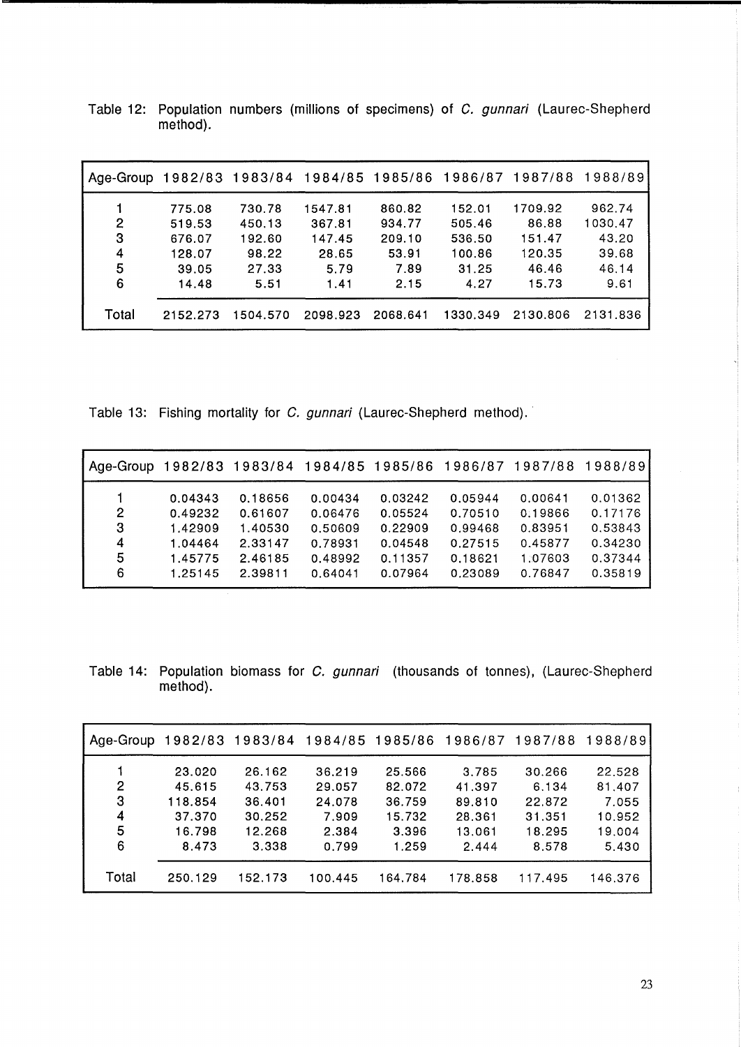Table 12: Population numbers (millions of specimens) of *C. gunnari* (Laurec-Shepherd method).

| Age-Group | 1982/83 | 1983/84 | 1984/85 | 1985/86 | 1986/87 | 1987/88 | 1988/89 |
|---|---|---|---|---|---|---|---|
| 1 | 775.08 | 730.78 | 1547.81 | 860.82 | 152.01 | 1709.92 | 962.74 |
| 2 | 519.53 | 450.13 | 367.81 | 934.77 | 505.46 | 86.88 | 1030.47 |
| 3 | 676.07 | 192.60 | 147.45 | 209.10 | 536.50 | 151.47 | 43.20 |
| 4 | 128.07 | 98.22 | 28.65 | 53.91 | 100.86 | 120.35 | 39.68 |
| 5 | 39.05 | 27.33 | 5.79 | 7.89 | 31.25 | 46.46 | 46.14 |
| 6 | 14.48 | 5.51 | 1.41 | 2.15 | 4.27 | 15.73 | 9.61 |
| Total | 2152.273 | 1504.570 | 2098.923 | 2068.641 | 1330.349 | 2130.806 | 2131.836 |

Table 13: Fishing mortality for *C. gunnari* (Laurec-Shepherd method).

| Age-Group | 1982/83 | 1983/84 | 1984/85 | 1985/86 | 1986/87 | 1987/88 | 1988/89 |
|---|---|---|---|---|---|---|---|
| 1 | 0.04343 | 0.18656 | 0.00434 | 0.03242 | 0.05944 | 0.00641 | 0.01362 |
| 2 | 0.49232 | 0.61607 | 0.06476 | 0.05524 | 0.70510 | 0.19866 | 0.17176 |
| 3 | 1.42909 | 1.40530 | 0.50609 | 0.22909 | 0.99468 | 0.83951 | 0.53843 |
| 4 | 1.04464 | 2.33147 | 0.78931 | 0.04548 | 0.27515 | 0.45877 | 0.34230 |
| 5 | 1.45775 | 2.46185 | 0.48992 | 0.11357 | 0.18621 | 1.07603 | 0.37344 |
| 6 | 1.25145 | 2.39811 | 0.64041 | 0.07964 | 0.23089 | 0.76847 | 0.35819 |

Table 14: Population biomass for *C. gunnari* (thousands of tonnes), (Laurec-Shepherd method).

| Age-Group | 1982/83 | 1983/84 | 1984/85 | 1985/86 | 1986/87 | 1987/88 | 1988/89 |
|---|---|---|---|---|---|---|---|
| 1 | 23.020 | 26.162 | 36.219 | 25.566 | 3.785 | 30.266 | 22.528 |
| 2 | 45.615 | 43.753 | 29.057 | 82.072 | 41.397 | 6.134 | 81.407 |
| 3 | 118.854 | 36.401 | 24.078 | 36.759 | 89.810 | 22.872 | 7.055 |
| 4 | 37.370 | 30.252 | 7.909 | 15.732 | 28.361 | 31.351 | 10.952 |
| 5 | 16.798 | 12.268 | 2.384 | 3.396 | 13.061 | 18.295 | 19.004 |
| 6 | 8.473 | 3.338 | 0.799 | 1.259 | 2.444 | 8.578 | 5.430 |
| Total | 250.129 | 152.173 | 100.445 | 164.784 | 178.858 | 117.495 | 146.376 |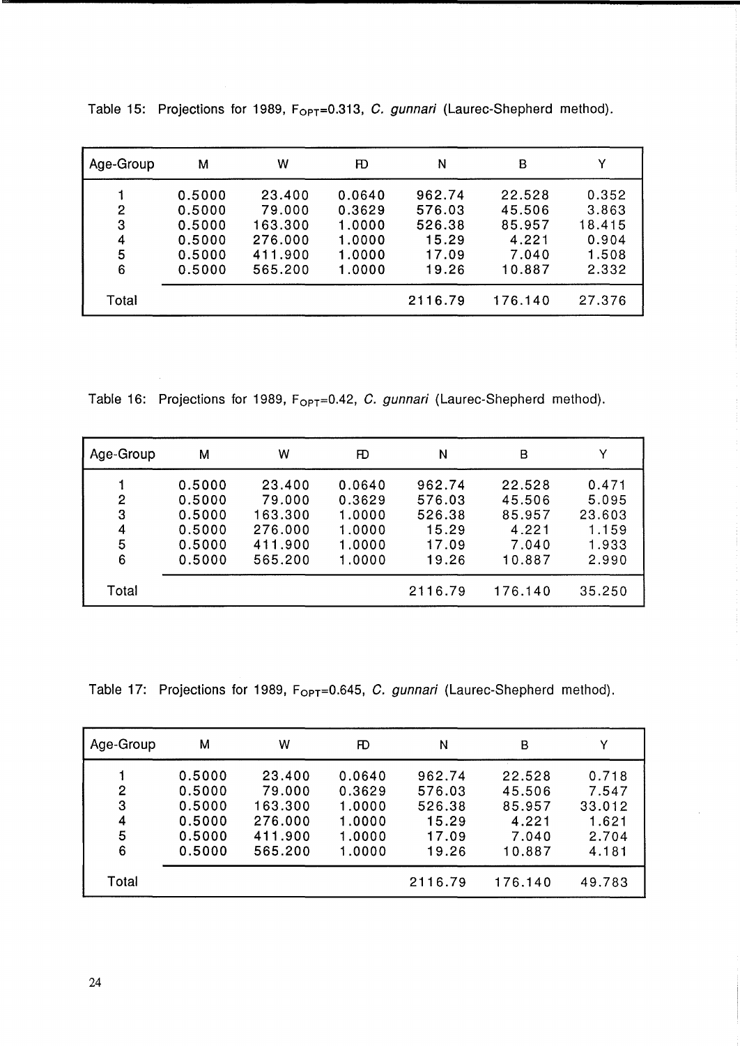Table 15: Projections for 1989, $F_{OPT}$=0.313, *C. gunnari* (Laurec-Shepherd method).

| Age-Group | M | W | FD | N | B | Y |
|---|---|---|---|---|---|---|
| 1 | 0.5000 | 23.400 | 0.0640 | 962.74 | 22.528 | 0.352 |
| 2 | 0.5000 | 79.000 | 0.3629 | 576.03 | 45.506 | 3.863 |
| 3 | 0.5000 | 163.300 | 1.0000 | 526.38 | 85.957 | 18.415 |
| 4 | 0.5000 | 276.000 | 1.0000 | 15.29 | 4.221 | 0.904 |
| 5 | 0.5000 | 411.900 | 1.0000 | 17.09 | 7.040 | 1.508 |
| 6 | 0.5000 | 565.200 | 1.0000 | 19.26 | 10.887 | 2.332 |
| Total | | | | 2116.79 | 176.140 | 27.376 |

Table 16: Projections for 1989, $F_{OPT}$=0.42, *C. gunnari* (Laurec-Shepherd method).

| Age-Group | M | W | FD | N | B | Y |
|---|---|---|---|---|---|---|
| 1 | 0.5000 | 23.400 | 0.0640 | 962.74 | 22.528 | 0.471 |
| 2 | 0.5000 | 79.000 | 0.3629 | 576.03 | 45.506 | 5.095 |
| 3 | 0.5000 | 163.300 | 1.0000 | 526.38 | 85.957 | 23.603 |
| 4 | 0.5000 | 276.000 | 1.0000 | 15.29 | 4.221 | 1.159 |
| 5 | 0.5000 | 411.900 | 1.0000 | 17.09 | 7.040 | 1.933 |
| 6 | 0.5000 | 565.200 | 1.0000 | 19.26 | 10.887 | 2.990 |
| Total | | | | 2116.79 | 176.140 | 35.250 |

Table 17: Projections for 1989, $F_{OPT}$=0.645, *C. gunnari* (Laurec-Shepherd method).

| Age-Group | M | W | FD | N | B | Y |
|---|---|---|---|---|---|---|
| 1 | 0.5000 | 23.400 | 0.0640 | 962.74 | 22.528 | 0.718 |
| 2 | 0.5000 | 79.000 | 0.3629 | 576.03 | 45.506 | 7.547 |
| 3 | 0.5000 | 163.300 | 1.0000 | 526.38 | 85.957 | 33.012 |
| 4 | 0.5000 | 276.000 | 1.0000 | 15.29 | 4.221 | 1.621 |
| 5 | 0.5000 | 411.900 | 1.0000 | 17.09 | 7.040 | 2.704 |
| 6 | 0.5000 | 565.200 | 1.0000 | 19.26 | 10.887 | 4.181 |
| Total | | | | 2116.79 | 176.140 | 49.783 |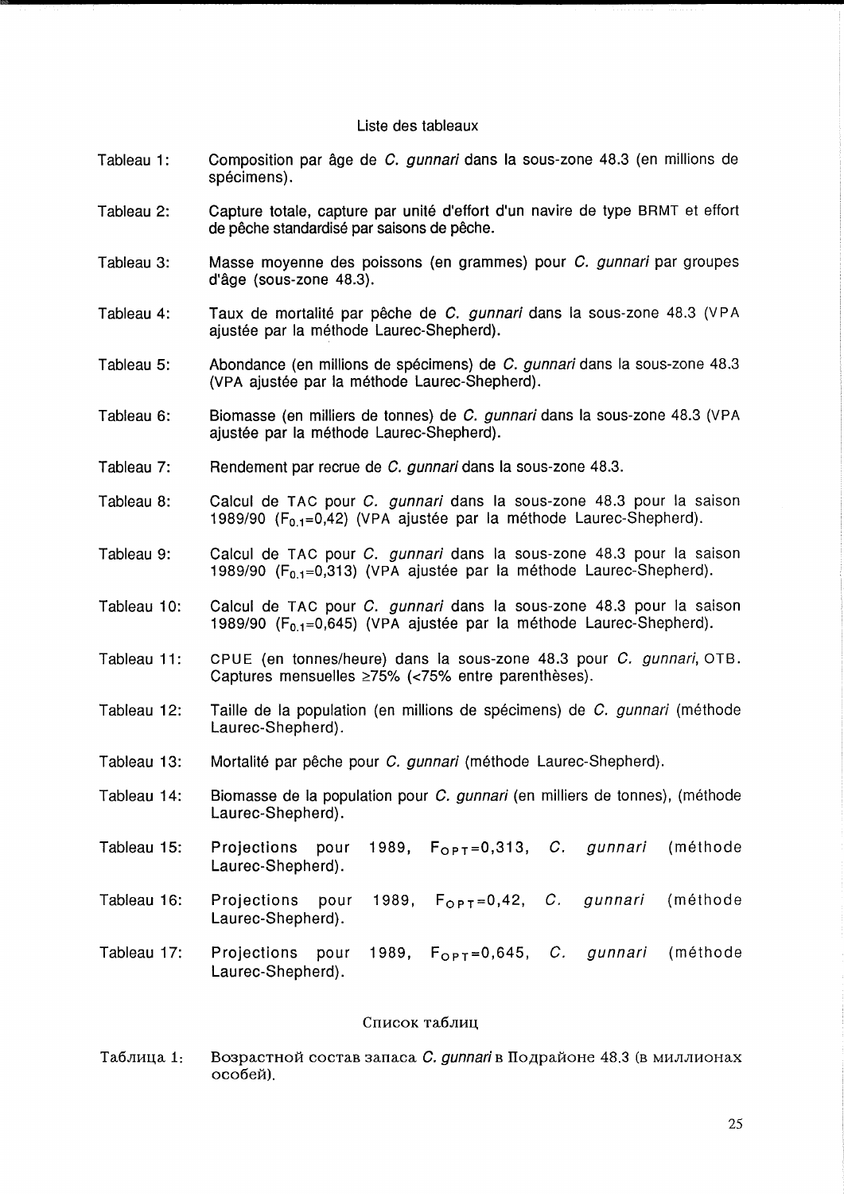## Liste des tableaux

Tableau 1: Composition par âge de *C. gunnari* dans la sous-zone 48.3 (en millions de spécimens).

Tableau 2: Capture totale, capture par unité d'effort d'un navire de type BRMT et effort de pêche standardisé par saisons de pêche.

Tableau 3: Masse moyenne des poissons (en grammes) pour *C. gunnari* par groupes d'âge (sous-zone 48.3).

Tableau 4: Taux de mortalité par pêche de *C. gunnari* dans la sous-zone 48.3 (VPA ajustée par la méthode Laurec-Shepherd).

Tableau 5: Abondance (en millions de spécimens) de *C. gunnari* dans la sous-zone 48.3 (VPA ajustée par la méthode Laurec-Shepherd).

Tableau 6: Biomasse (en milliers de tonnes) de *C. gunnari* dans la sous-zone 48.3 (VPA ajustée par la méthode Laurec-Shepherd).

Tableau 7: Rendement par recrue de *C. gunnari* dans la sous-zone 48.3.

Tableau 8: Calcul de TAC pour *C. gunnari* dans la sous-zone 48.3 pour la saison 1989/90 ($F_{0.1}$=0,42) (VPA ajustée par la méthode Laurec-Shepherd).

Tableau 9: Calcul de TAC pour *C. gunnari* dans la sous-zone 48.3 pour la saison 1989/90 ($F_{0.1}$=0,313) (VPA ajustée par la méthode Laurec-Shepherd).

Tableau 10: Calcul de TAC pour *C. gunnari* dans la sous-zone 48.3 pour la saison 1989/90 ($F_{0.1}$=0,645) (VPA ajustée par la méthode Laurec-Shepherd).

Tableau 11: CPUE (en tonnes/heure) dans la sous-zone 48.3 pour *C. gunnari*, OTB. Captures mensuelles ≥75% (<75% entre parenthèses).

Tableau 12: Taille de la population (en millions de spécimens) de *C. gunnari* (méthode Laurec-Shepherd).

Tableau 13: Mortalité par pêche pour *C. gunnari* (méthode Laurec-Shepherd).

Tableau 14: Biomasse de la population pour *C. gunnari* (en milliers de tonnes), (méthode Laurec-Shepherd).

Tableau 15: Projections pour 1989, $F_{OPT}$=0,313, *C. gunnari* (méthode Laurec-Shepherd).

Tableau 16: Projections pour 1989, $F_{OPT}$=0,42, *C. gunnari* (méthode Laurec-Shepherd).

Tableau 17: Projections pour 1989, $F_{OPT}$=0,645, *C. gunnari* (méthode Laurec-Shepherd).

## Список таблиц

Таблица 1: Возрастной состав запаса *C. gunnari* в Подрайоне 48.3 (в миллионах особей).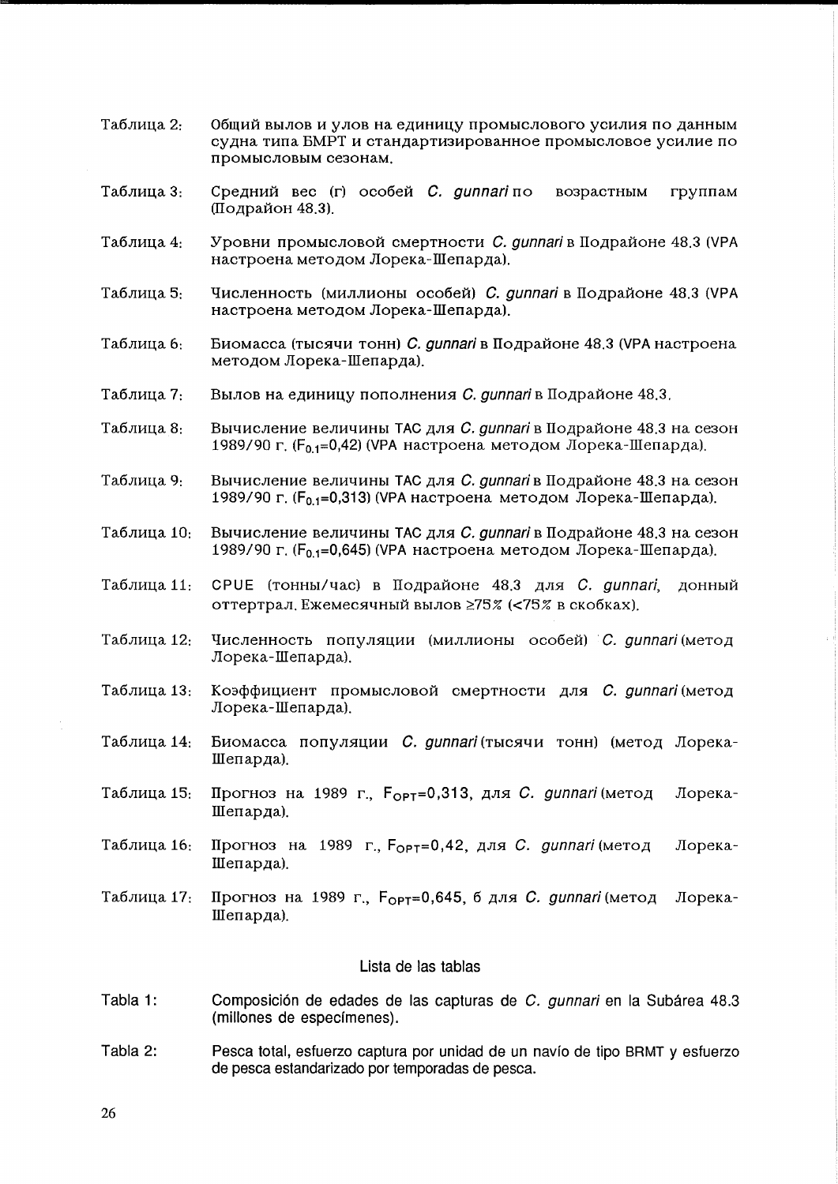Таблица 2: Общий вылов и улов на единицу промыслового усилия по данным судна типа БМРТ и стандартизированное промысловое усилие по промысловым сезонам.

Таблица 3: Средний вес (г) особей *C. gunnari* по возрастным группам (Подрайон 48.3).

Таблица 4: Уровни промысловой смертности *C. gunnari* в Подрайоне 48.3 (VPA настроена методом Лорека-Шепарда).

Таблица 5: Численность (миллионы особей) *C. gunnari* в Подрайоне 48.3 (VPA настроена методом Лорека-Шепарда).

Таблица 6: Биомасса (тысячи тонн) *C. gunnari* в Подрайоне 48.3 (VPA настроена методом Лорека-Шепарда).

Таблица 7: Вылов на единицу пополнения *C. gunnari* в Подрайоне 48.3.

Таблица 8: Вычисление величины TAC для *C. gunnari* в Подрайоне 48.3 на сезон 1989/90 г. ($F_{0.1}$=0,42) (VPA настроена методом Лорека-Шепарда).

Таблица 9: Вычисление величины TAC для *C. gunnari* в Подрайоне 48.3 на сезон 1989/90 г. ($F_{0.1}$=0,313) (VPA настроена методом Лорека-Шепарда).

Таблица 10: Вычисление величины TAC для *C. gunnari* в Подрайоне 48.3 на сезон 1989/90 г. ($F_{0.1}$=0,645) (VPA настроена методом Лорека-Шепарда).

Таблица 11: CPUE (тонны/час) в Подрайоне 48.3 для *C. gunnari*, донный оттертрал. Ежемесячный вылов ≥75% (<75% в скобках).

Таблица 12: Численность популяции (миллионы особей) *C. gunnari* (метод Лорека-Шепарда).

Таблица 13: Коэффициент промысловой смертности для *C. gunnari* (метод Лорека-Шепарда).

Таблица 14: Биомасса популяции *C. gunnari* (тысячи тонн) (метод Лорека-Шепарда).

Таблица 15: Прогноз на 1989 г., $F_{OPT}$=0,313, для *C. gunnari* (метод Лорека-Шепарда).

Таблица 16: Прогноз на 1989 г., $F_{OPT}$=0,42, для *C. gunnari* (метод Лорека-Шепарда).

Таблица 17: Прогноз на 1989 г., $F_{OPT}$=0,645, б для *C. gunnari* (метод Лорека-Шепарда).

## Lista de las tablas

Tabla 1: Composición de edades de las capturas de *C. gunnari* en la Subárea 48.3 (millones de especímenes).

Tabla 2: Pesca total, esfuerzo captura por unidad de un navío de tipo BRMT y esfuerzo de pesca estandarizado por temporadas de pesca.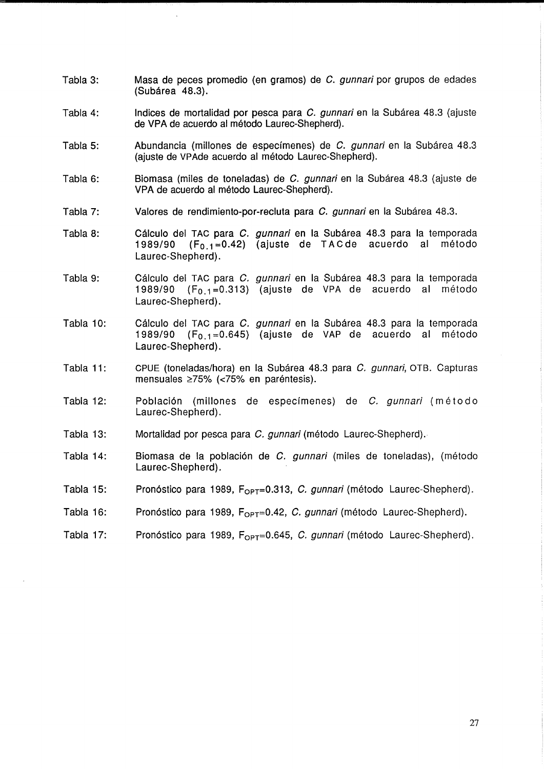Tabla 3: Masa de peces promedio (en gramos) de *C. gunnari* por grupos de edades (Subárea 48.3).

Tabla 4: Indices de mortalidad por pesca para *C. gunnari* en la Subárea 48.3 (ajuste de VPA de acuerdo al método Laurec-Shepherd).

Tabla 5: Abundancia (millones de especímenes) de *C. gunnari* en la Subárea 48.3 (ajuste de VPAde acuerdo al método Laurec-Shepherd).

Tabla 6: Biomasa (miles de toneladas) de *C. gunnari* en la Subárea 48.3 (ajuste de VPA de acuerdo al método Laurec-Shepherd).

Tabla 7: Valores de rendimiento-por-recluta para *C. gunnari* en la Subárea 48.3.

Tabla 8: Cálculo del TAC para *C. gunnari* en la Subárea 48.3 para la temporada 1989/90 ($F_{0.1}$=0.42) (ajuste de TACde acuerdo al método Laurec-Shepherd).

Tabla 9: Cálculo del TAC para *C. gunnari* en la Subárea 48.3 para la temporada 1989/90 ($F_{0.1}$=0.313) (ajuste de VPA de acuerdo al método Laurec-Shepherd).

Tabla 10: Cálculo del TAC para *C. gunnari* en la Subárea 48.3 para la temporada 1989/90 ($F_{0.1}$=0.645) (ajuste de VAP de acuerdo al método Laurec-Shepherd).

Tabla 11: CPUE (toneladas/hora) en la Subárea 48.3 para *C. gunnari*, OTB. Capturas mensuales ≥75% (<75% en paréntesis).

Tabla 12: Población (millones de especímenes) de *C. gunnari* (método Laurec-Shepherd).

Tabla 13: Mortalidad por pesca para *C. gunnari* (método Laurec-Shepherd).

Tabla 14: Biomasa de la población de *C. gunnari* (miles de toneladas), (método Laurec-Shepherd).

Tabla 15: Pronóstico para 1989, $F_{OPT}$=0.313, *C. gunnari* (método Laurec-Shepherd).

Tabla 16: Pronóstico para 1989, $F_{OPT}$=0.42, *C. gunnari* (método Laurec-Shepherd).

Tabla 17: Pronóstico para 1989, $F_{OPT}$=0.645, *C. gunnari* (método Laurec-Shepherd).